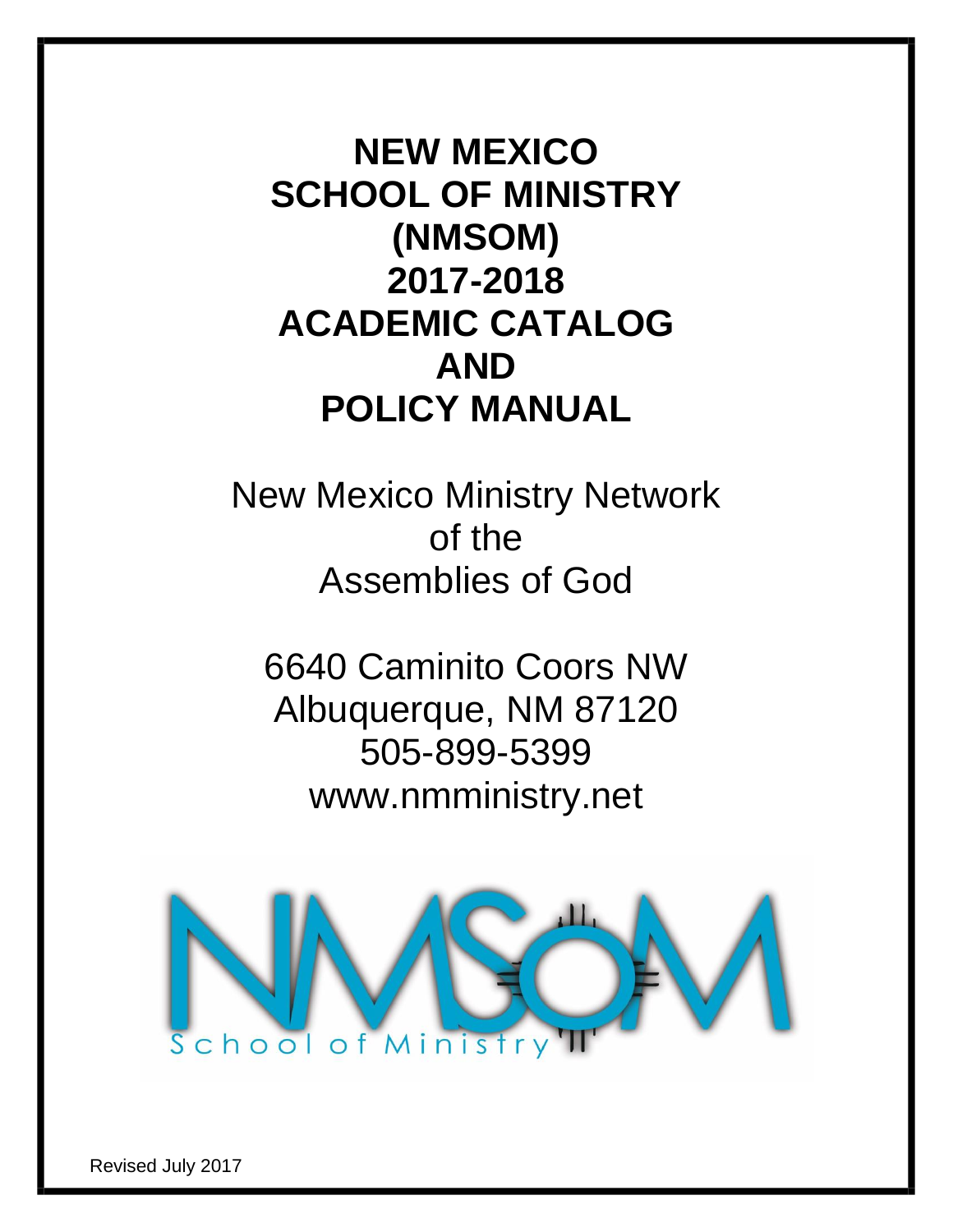# NEW MEXICO SCHOOL OF MINISTRY (NMSOM) 2017-2018 ACADEMIC CATALOG AND POLICY MANUAL

New Mexico Ministry Network
of the
Assemblies of God

6640 Caminito Coors NW
Albuquerque, NM 87120
505-899-5399
www.nmministry.net

NMSOM
School of Ministry

Revised July 2017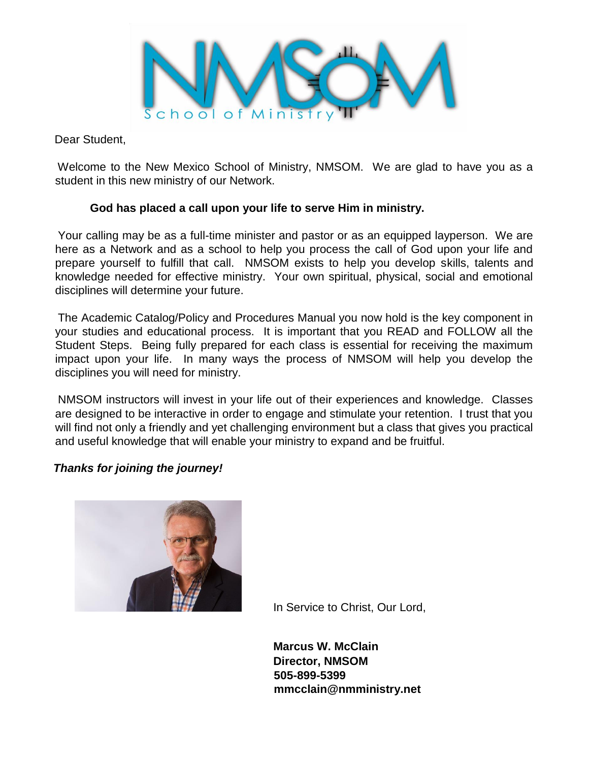Dear Student,

Welcome to the New Mexico School of Ministry, NMSOM. We are glad to have you as a student in this new ministry of our Network.

**God has placed a call upon your life to serve Him in ministry.**

Your calling may be as a full-time minister and pastor or as an equipped layperson. We are here as a Network and as a school to help you process the call of God upon your life and prepare yourself to fulfill that call. NMSOM exists to help you develop skills, talents and knowledge needed for effective ministry. Your own spiritual, physical, social and emotional disciplines will determine your future.

The Academic Catalog/Policy and Procedures Manual you now hold is the key component in your studies and educational process. It is important that you READ and FOLLOW all the Student Steps. Being fully prepared for each class is essential for receiving the maximum impact upon your life. In many ways the process of NMSOM will help you develop the disciplines you will need for ministry.

NMSOM instructors will invest in your life out of their experiences and knowledge. Classes are designed to be interactive in order to engage and stimulate your retention. I trust that you will find not only a friendly and yet challenging environment but a class that gives you practical and useful knowledge that will enable your ministry to expand and be fruitful.

***Thanks for joining the journey!***

In Service to Christ, Our Lord,

**Marcus W. McClain**
**Director, NMSOM**
**505-899-5399**
**mmcclain@nmministry.net**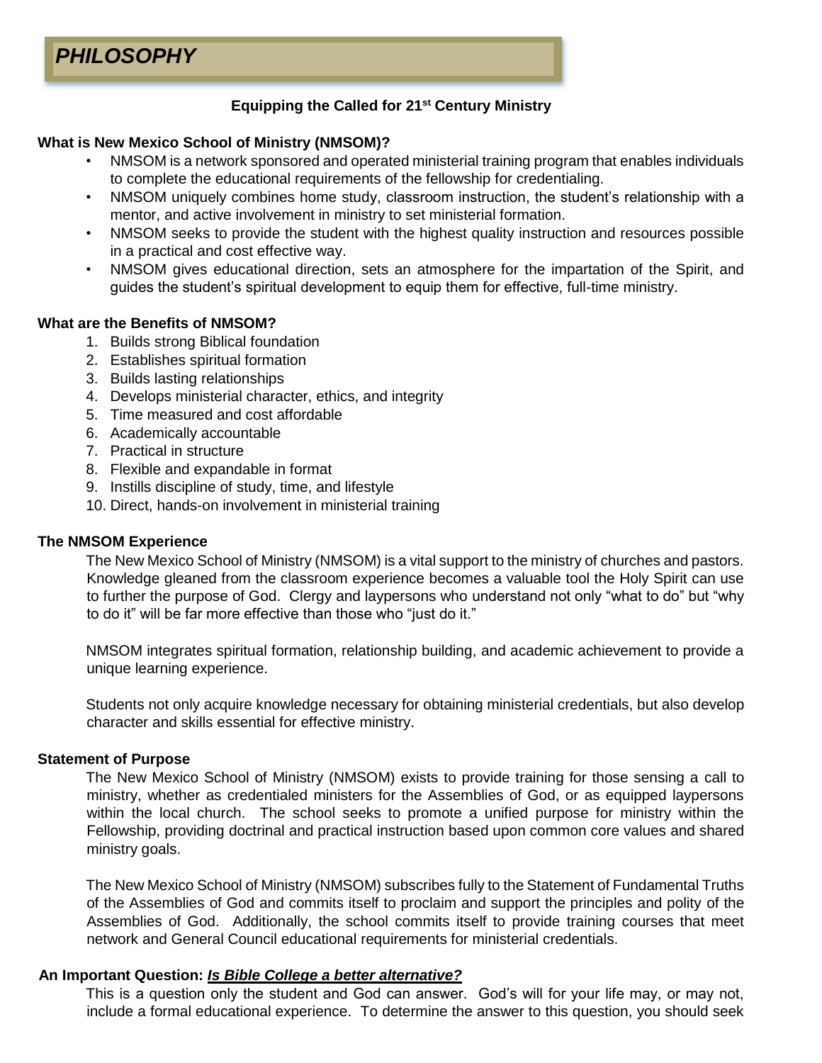# *PHILOSOPHY*

**Equipping the Called for 21st Century Ministry**

**What is New Mexico School of Ministry (NMSOM)?**

- NMSOM is a network sponsored and operated ministerial training program that enables individuals to complete the educational requirements of the fellowship for credentialing.
- NMSOM uniquely combines home study, classroom instruction, the student's relationship with a mentor, and active involvement in ministry to set ministerial formation.
- NMSOM seeks to provide the student with the highest quality instruction and resources possible in a practical and cost effective way.
- NMSOM gives educational direction, sets an atmosphere for the impartation of the Spirit, and guides the student's spiritual development to equip them for effective, full-time ministry.

**What are the Benefits of NMSOM?**

1. Builds strong Biblical foundation
2. Establishes spiritual formation
3. Builds lasting relationships
4. Develops ministerial character, ethics, and integrity
5. Time measured and cost affordable
6. Academically accountable
7. Practical in structure
8. Flexible and expandable in format
9. Instills discipline of study, time, and lifestyle
10. Direct, hands-on involvement in ministerial training

**The NMSOM Experience**

The New Mexico School of Ministry (NMSOM) is a vital support to the ministry of churches and pastors. Knowledge gleaned from the classroom experience becomes a valuable tool the Holy Spirit can use to further the purpose of God. Clergy and laypersons who understand not only "what to do" but "why to do it" will be far more effective than those who "just do it."

NMSOM integrates spiritual formation, relationship building, and academic achievement to provide a unique learning experience.

Students not only acquire knowledge necessary for obtaining ministerial credentials, but also develop character and skills essential for effective ministry.

**Statement of Purpose**

The New Mexico School of Ministry (NMSOM) exists to provide training for those sensing a call to ministry, whether as credentialed ministers for the Assemblies of God, or as equipped laypersons within the local church. The school seeks to promote a unified purpose for ministry within the Fellowship, providing doctrinal and practical instruction based upon common core values and shared ministry goals.

The New Mexico School of Ministry (NMSOM) subscribes fully to the Statement of Fundamental Truths of the Assemblies of God and commits itself to proclaim and support the principles and polity of the Assemblies of God. Additionally, the school commits itself to provide training courses that meet network and General Council educational requirements for ministerial credentials.

**An Important Question: *Is Bible College a better alternative?***

This is a question only the student and God can answer. God's will for your life may, or may not, include a formal educational experience. To determine the answer to this question, you should seek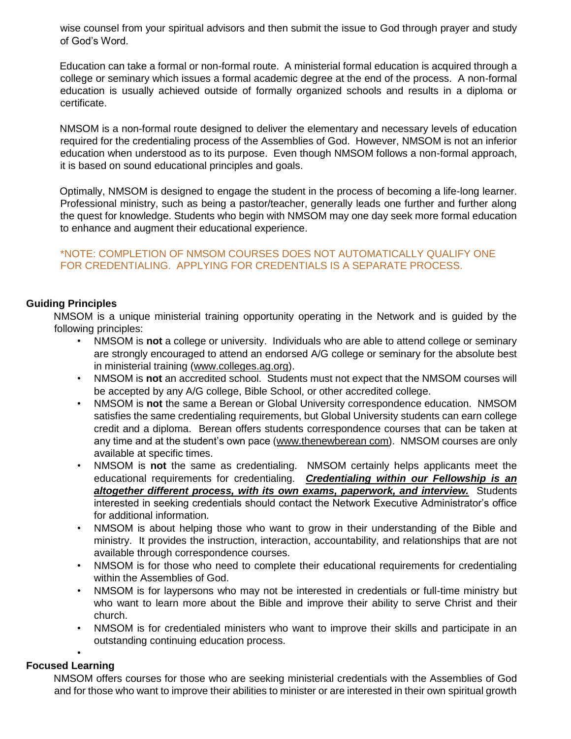wise counsel from your spiritual advisors and then submit the issue to God through prayer and study of God's Word.

Education can take a formal or non-formal route. A ministerial formal education is acquired through a college or seminary which issues a formal academic degree at the end of the process. A non-formal education is usually achieved outside of formally organized schools and results in a diploma or certificate.

NMSOM is a non-formal route designed to deliver the elementary and necessary levels of education required for the credentialing process of the Assemblies of God. However, NMSOM is not an inferior education when understood as to its purpose. Even though NMSOM follows a non-formal approach, it is based on sound educational principles and goals.

Optimally, NMSOM is designed to engage the student in the process of becoming a life-long learner. Professional ministry, such as being a pastor/teacher, generally leads one further and further along the quest for knowledge. Students who begin with NMSOM may one day seek more formal education to enhance and augment their educational experience.

*NOTE: COMPLETION OF NMSOM COURSES DOES NOT AUTOMATICALLY QUALIFY ONE FOR CREDENTIALING. APPLYING FOR CREDENTIALS IS A SEPARATE PROCESS.

**Guiding Principles**

NMSOM is a unique ministerial training opportunity operating in the Network and is guided by the following principles:

- NMSOM is **not** a college or university. Individuals who are able to attend college or seminary are strongly encouraged to attend an endorsed A/G college or seminary for the absolute best in ministerial training (www.colleges.ag.org).
- NMSOM is **not** an accredited school. Students must not expect that the NMSOM courses will be accepted by any A/G college, Bible School, or other accredited college.
- NMSOM is **not** the same a Berean or Global University correspondence education. NMSOM satisfies the same credentialing requirements, but Global University students can earn college credit and a diploma. Berean offers students correspondence courses that can be taken at any time and at the student's own pace (www.thenewberean com). NMSOM courses are only available at specific times.
- NMSOM is **not** the same as credentialing. NMSOM certainly helps applicants meet the educational requirements for credentialing. ***Credentialing within our Fellowship is an altogether different process, with its own exams, paperwork, and interview.*** Students interested in seeking credentials should contact the Network Executive Administrator's office for additional information.
- NMSOM is about helping those who want to grow in their understanding of the Bible and ministry. It provides the instruction, interaction, accountability, and relationships that are not available through correspondence courses.
- NMSOM is for those who need to complete their educational requirements for credentialing within the Assemblies of God.
- NMSOM is for laypersons who may not be interested in credentials or full-time ministry but who want to learn more about the Bible and improve their ability to serve Christ and their church.
- NMSOM is for credentialed ministers who want to improve their skills and participate in an outstanding continuing education process.

**Focused Learning**

NMSOM offers courses for those who are seeking ministerial credentials with the Assemblies of God and for those who want to improve their abilities to minister or are interested in their own spiritual growth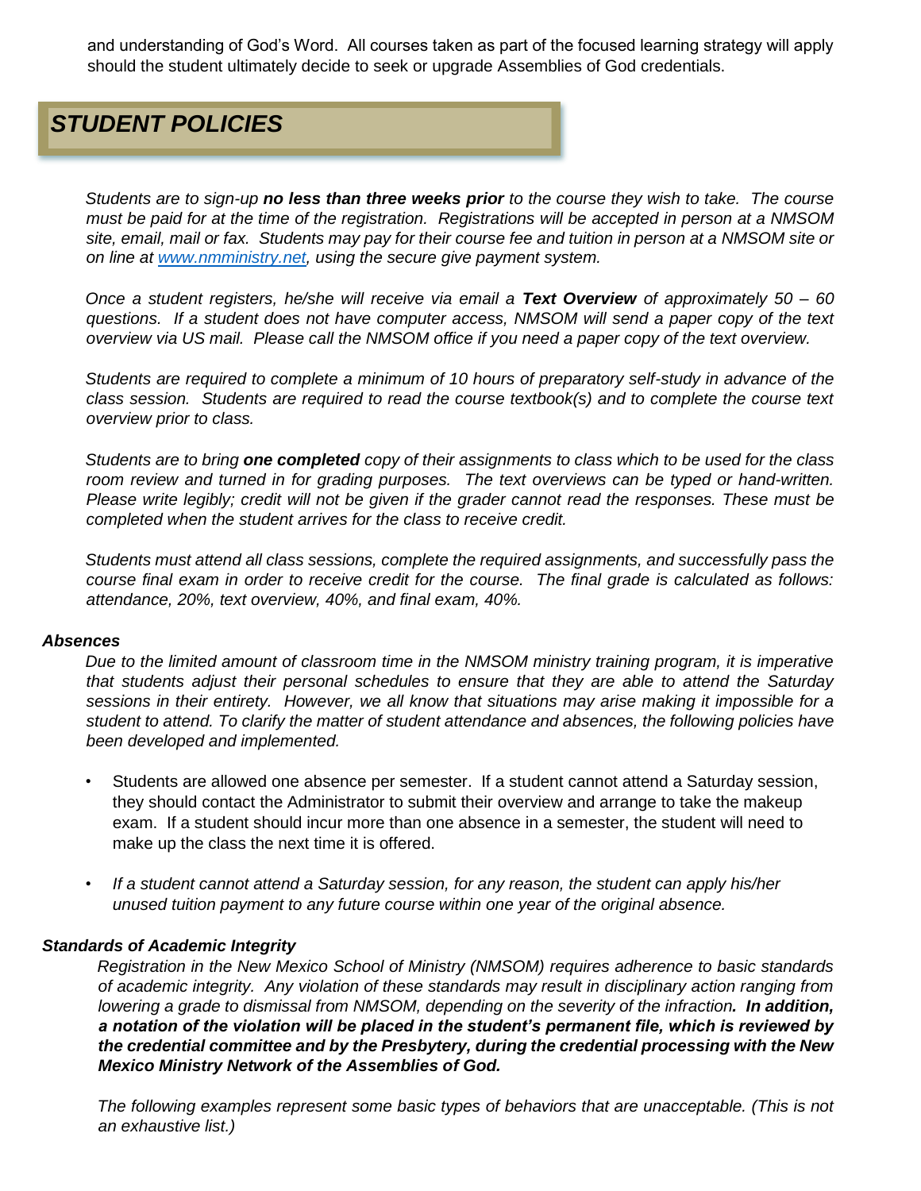and understanding of God's Word. All courses taken as part of the focused learning strategy will apply should the student ultimately decide to seek or upgrade Assemblies of God credentials.

## *STUDENT POLICIES*

*Students are to sign-up **no less than three weeks prior** to the course they wish to take. The course must be paid for at the time of the registration. Registrations will be accepted in person at a NMSOM site, email, mail or fax. Students may pay for their course fee and tuition in person at a NMSOM site or on line at [www.nmministry.net](www.nmministry.net), using the secure give payment system.*

*Once a student registers, he/she will receive via email a **Text Overview** of approximately 50 – 60 questions. If a student does not have computer access, NMSOM will send a paper copy of the text overview via US mail. Please call the NMSOM office if you need a paper copy of the text overview.*

*Students are required to complete a minimum of 10 hours of preparatory self-study in advance of the class session. Students are required to read the course textbook(s) and to complete the course text overview prior to class.*

*Students are to bring **one completed** copy of their assignments to class which to be used for the class room review and turned in for grading purposes. The text overviews can be typed or hand-written. Please write legibly; credit will not be given if the grader cannot read the responses. These must be completed when the student arrives for the class to receive credit.*

*Students must attend all class sessions, complete the required assignments, and successfully pass the course final exam in order to receive credit for the course. The final grade is calculated as follows: attendance, 20%, text overview, 40%, and final exam, 40%.*

### *Absences*

*Due to the limited amount of classroom time in the NMSOM ministry training program, it is imperative that students adjust their personal schedules to ensure that they are able to attend the Saturday sessions in their entirety. However, we all know that situations may arise making it impossible for a student to attend. To clarify the matter of student attendance and absences, the following policies have been developed and implemented.*

- Students are allowed one absence per semester. If a student cannot attend a Saturday session, they should contact the Administrator to submit their overview and arrange to take the makeup exam. If a student should incur more than one absence in a semester, the student will need to make up the class the next time it is offered.
- *If a student cannot attend a Saturday session, for any reason, the student can apply his/her unused tuition payment to any future course within one year of the original absence.*

### *Standards of Academic Integrity*

*Registration in the New Mexico School of Ministry (NMSOM) requires adherence to basic standards of academic integrity. Any violation of these standards may result in disciplinary action ranging from lowering a grade to dismissal from NMSOM, depending on the severity of the infraction**. In addition, a notation of the violation will be placed in the student's permanent file, which is reviewed by the credential committee and by the Presbytery, during the credential processing with the New Mexico Ministry Network of the Assemblies of God.***

*The following examples represent some basic types of behaviors that are unacceptable. (This is not an exhaustive list.)*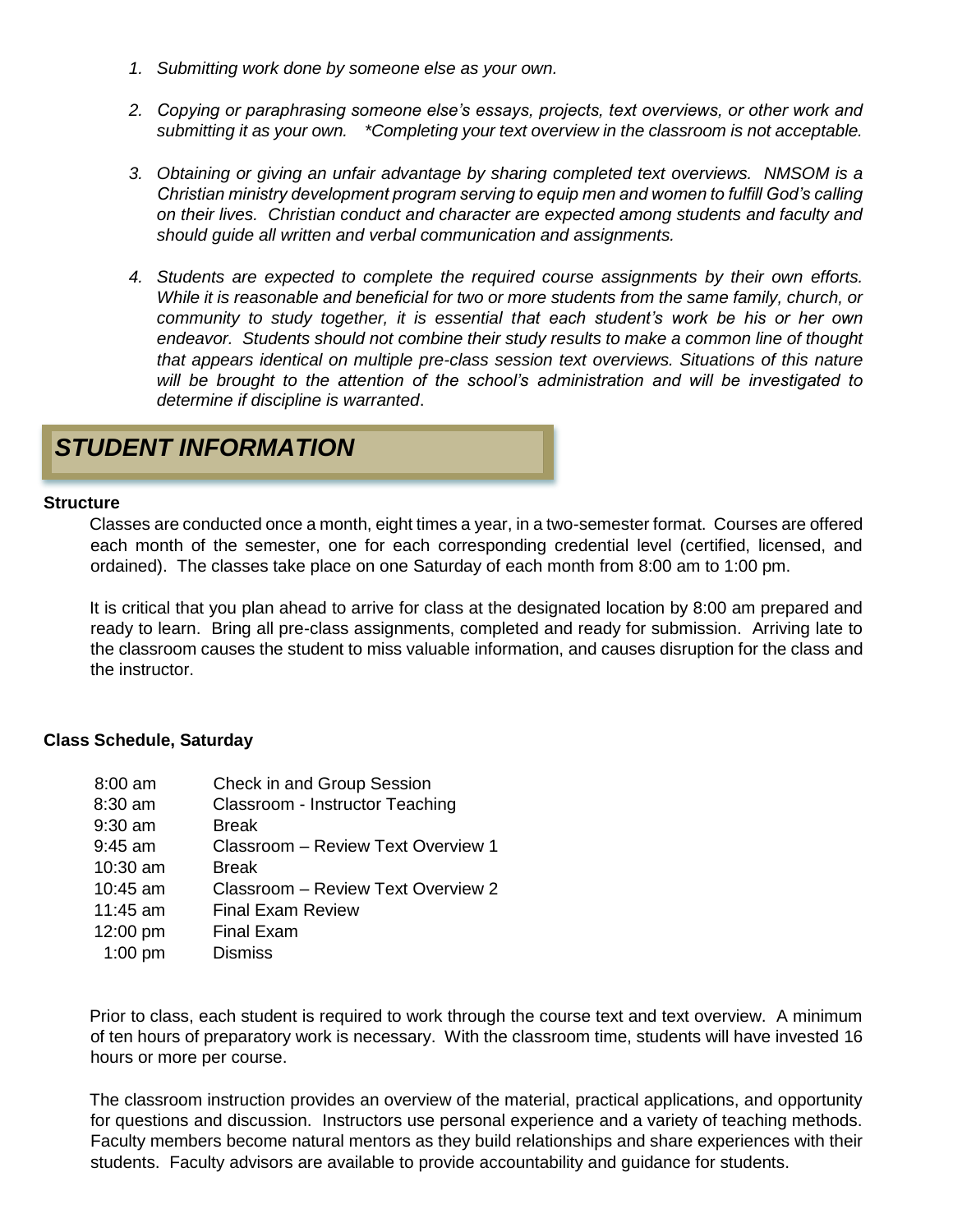1. *Submitting work done by someone else as your own.*

2. *Copying or paraphrasing someone else's essays, projects, text overviews, or other work and submitting it as your own. \*Completing your text overview in the classroom is not acceptable.*

3. *Obtaining or giving an unfair advantage by sharing completed text overviews. NMSOM is a Christian ministry development program serving to equip men and women to fulfill God's calling on their lives. Christian conduct and character are expected among students and faculty and should guide all written and verbal communication and assignments.*

4. *Students are expected to complete the required course assignments by their own efforts. While it is reasonable and beneficial for two or more students from the same family, church, or community to study together, it is essential that each student's work be his or her own endeavor. Students should not combine their study results to make a common line of thought that appears identical on multiple pre-class session text overviews. Situations of this nature will be brought to the attention of the school's administration and will be investigated to determine if discipline is warranted*.

## *STUDENT INFORMATION*

**Structure**

Classes are conducted once a month, eight times a year, in a two-semester format. Courses are offered each month of the semester, one for each corresponding credential level (certified, licensed, and ordained). The classes take place on one Saturday of each month from 8:00 am to 1:00 pm.

It is critical that you plan ahead to arrive for class at the designated location by 8:00 am prepared and ready to learn. Bring all pre-class assignments, completed and ready for submission. Arriving late to the classroom causes the student to miss valuable information, and causes disruption for the class and the instructor.

**Class Schedule, Saturday**

| | |
|---|---|
| 8:00 am | Check in and Group Session |
| 8:30 am | Classroom - Instructor Teaching |
| 9:30 am | Break |
| 9:45 am | Classroom – Review Text Overview 1 |
| 10:30 am | Break |
| 10:45 am | Classroom – Review Text Overview 2 |
| 11:45 am | Final Exam Review |
| 12:00 pm | Final Exam |
| 1:00 pm | Dismiss |

Prior to class, each student is required to work through the course text and text overview. A minimum of ten hours of preparatory work is necessary. With the classroom time, students will have invested 16 hours or more per course.

The classroom instruction provides an overview of the material, practical applications, and opportunity for questions and discussion. Instructors use personal experience and a variety of teaching methods. Faculty members become natural mentors as they build relationships and share experiences with their students. Faculty advisors are available to provide accountability and guidance for students.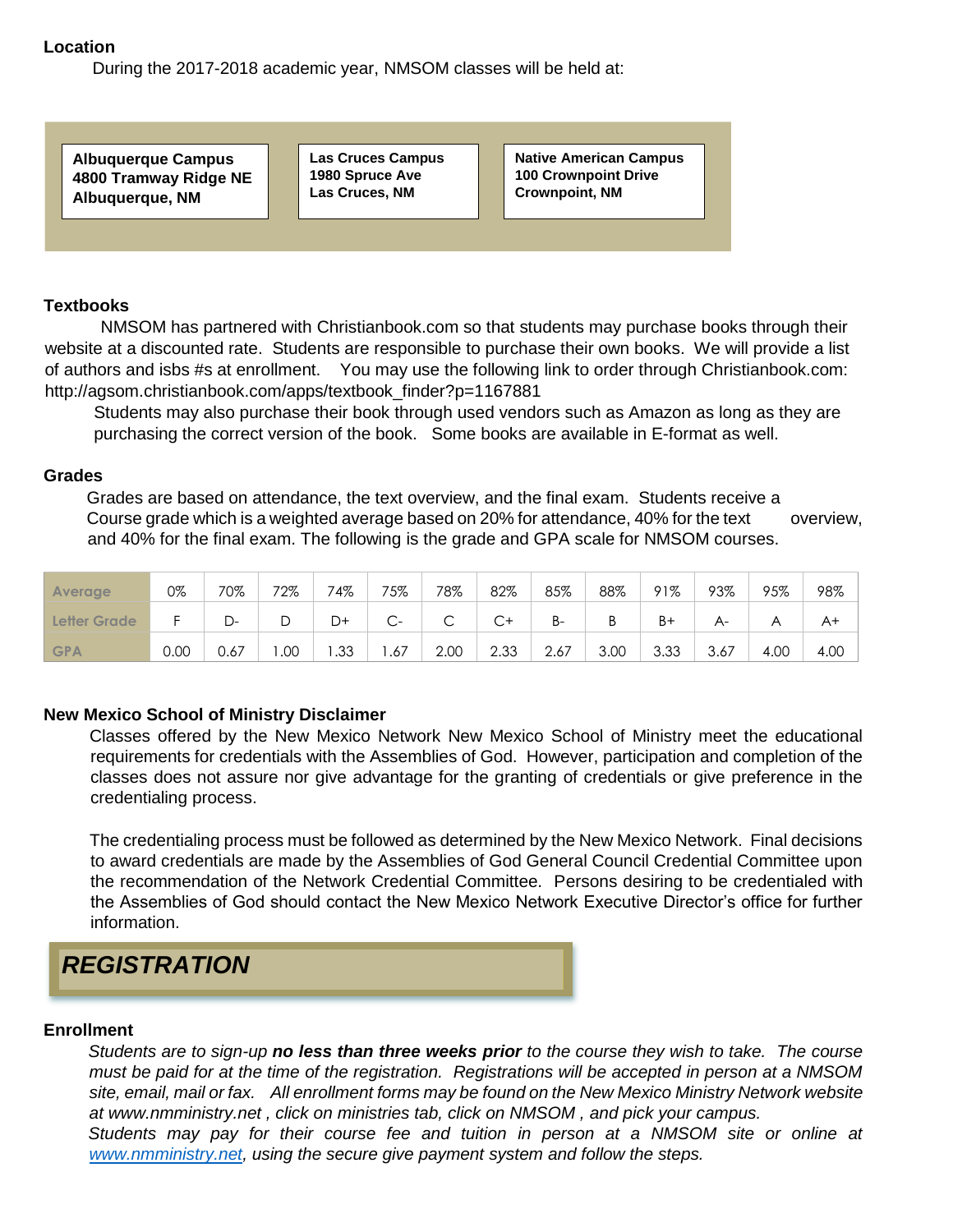## Location

During the 2017-2018 academic year, NMSOM classes will be held at:

| Albuquerque Campus | Las Cruces Campus | Native American Campus |
|---|---|---|
| 4800 Tramway Ridge NE | 1980 Spruce Ave | 100 Crownpoint Drive |
| Albuquerque, NM | Las Cruces, NM | Crownpoint, NM |

## Textbooks

NMSOM has partnered with Christianbook.com so that students may purchase books through their website at a discounted rate. Students are responsible to purchase their own books. We will provide a list of authors and isbs #s at enrollment. You may use the following link to order through Christianbook.com: http://agsom.christianbook.com/apps/textbook_finder?p=1167881

Students may also purchase their book through used vendors such as Amazon as long as they are purchasing the correct version of the book. Some books are available in E-format as well.

## Grades

Grades are based on attendance, the text overview, and the final exam. Students receive a Course grade which is a weighted average based on 20% for attendance, 40% for the text overview, and 40% for the final exam. The following is the grade and GPA scale for NMSOM courses.

| Average | 0% | 70% | 72% | 74% | 75% | 78% | 82% | 85% | 88% | 91% | 93% | 95% | 98% |
|---|---|---|---|---|---|---|---|---|---|---|---|---|---|
| Letter Grade | F | D- | D | D+ | C- | C | C+ | B- | B | B+ | A- | A | A+ |
| GPA | 0.00 | 0.67 | 1.00 | 1.33 | 1.67 | 2.00 | 2.33 | 2.67 | 3.00 | 3.33 | 3.67 | 4.00 | 4.00 |

## New Mexico School of Ministry Disclaimer

Classes offered by the New Mexico Network New Mexico School of Ministry meet the educational requirements for credentials with the Assemblies of God. However, participation and completion of the classes does not assure nor give advantage for the granting of credentials or give preference in the credentialing process.

The credentialing process must be followed as determined by the New Mexico Network. Final decisions to award credentials are made by the Assemblies of God General Council Credential Committee upon the recommendation of the Network Credential Committee. Persons desiring to be credentialed with the Assemblies of God should contact the New Mexico Network Executive Director's office for further information.

# *REGISTRATION*

## Enrollment

*Students are to sign-up **no less than three weeks prior** to the course they wish to take. The course must be paid for at the time of the registration. Registrations will be accepted in person at a NMSOM site, email, mail or fax. All enrollment forms may be found on the New Mexico Ministry Network website at www.nmministry.net , click on ministries tab, click on NMSOM , and pick your campus.*

*Students may pay for their course fee and tuition in person at a NMSOM site or online at www.nmministry.net, using the secure give payment system and follow the steps.*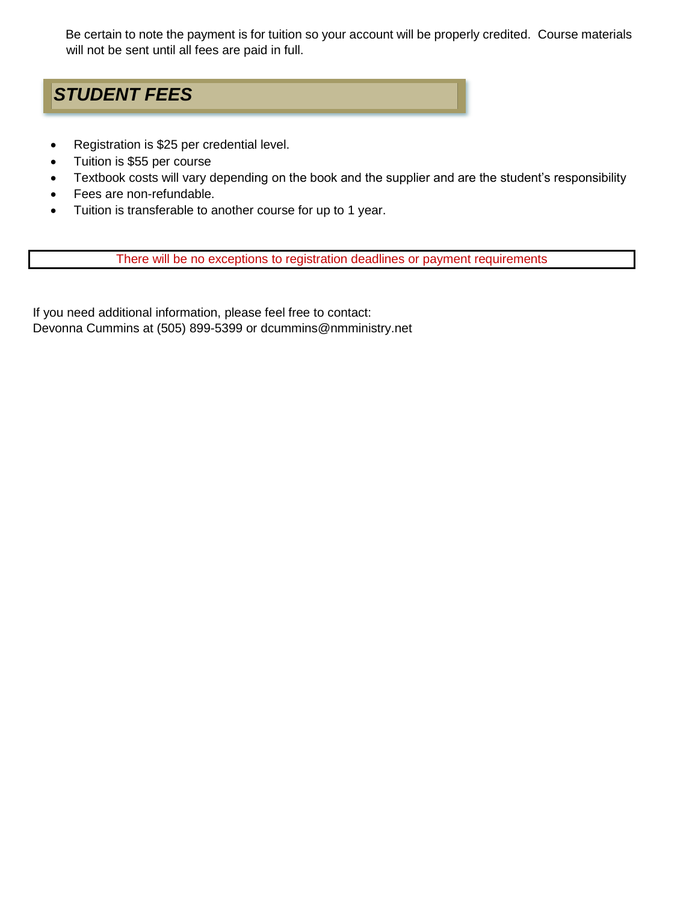Be certain to note the payment is for tuition so your account will be properly credited. Course materials will not be sent until all fees are paid in full.

## *STUDENT FEES*

- Registration is $25 per credential level.
- Tuition is $55 per course
- Textbook costs will vary depending on the book and the supplier and are the student's responsibility
- Fees are non-refundable.
- Tuition is transferable to another course for up to 1 year.

There will be no exceptions to registration deadlines or payment requirements

If you need additional information, please feel free to contact:
Devonna Cummins at (505) 899-5399 or dcummins@nmministry.net